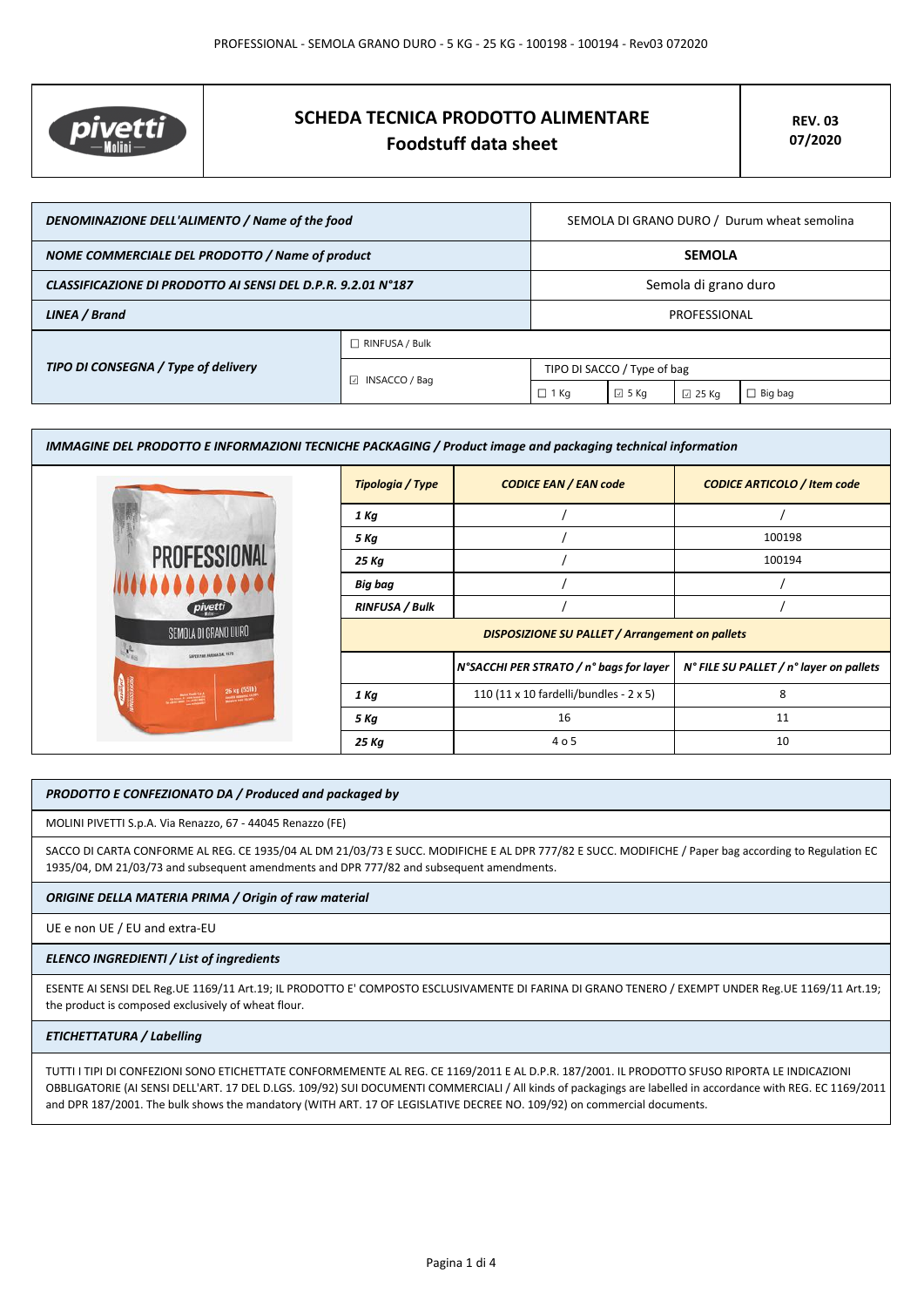# SCHEDA TECNICA PRODOTTO ALIMENTARE
## Foodstuff data sheet

**REV. 03**
**07/2020**

| | | | | | |
|---|---|---|---|---|---|
| ***DENOMINAZIONE DELL'ALIMENTO / Name of the food*** | | SEMOLA DI GRANO DURO / Durum wheat semolina | | | |
| ***NOME COMMERCIALE DEL PRODOTTO / Name of product*** | | **SEMOLA** | | | |
| ***CLASSIFICAZIONE DI PRODOTTO AI SENSI DEL D.P.R. 9.2.01 N°187*** | | Semola di grano duro | | | |
| ***LINEA / Brand*** | | PROFESSIONAL | | | |
| ***TIPO DI CONSEGNA / Type of delivery*** | ☐ RINFUSA / Bulk | | | | |
| | ☑ INSACCO / Bag | TIPO DI SACCO / Type of bag | | | |
| | | ☐ 1 Kg | ☑ 5 Kg | ☑ 25 Kg | ☐ Big bag |

***IMMAGINE DEL PRODOTTO E INFORMAZIONI TECNICHE PACKAGING / Product image and packaging technical information***

| ***Tipologia / Type*** | ***CODICE EAN / EAN code*** | ***CODICE ARTICOLO / Item code*** |
|---|---|---|
| ***1 Kg*** | / | / |
| ***5 Kg*** | / | 100198 |
| ***25 Kg*** | / | 100194 |
| ***Big bag*** | / | / |
| ***RINFUSA / Bulk*** | / | / |
| ***DISPOSIZIONE SU PALLET / Arrangement on pallets*** | | |
| | ***N°SACCHI PER STRATO / n° bags for layer*** | ***N° FILE SU PALLET / n° layer on pallets*** |
| ***1 Kg*** | 110 (11 x 10 fardelli/bundles - 2 x 5) | 8 |
| ***5 Kg*** | 16 | 11 |
| ***25 Kg*** | 4 o 5 | 10 |

***PRODOTTO E CONFEZIONATO DA / Produced and packaged by***

MOLINI PIVETTI S.p.A. Via Renazzo, 67 - 44045 Renazzo (FE)

SACCO DI CARTA CONFORME AL REG. CE 1935/04 AL DM 21/03/73 E SUCC. MODIFICHE E AL DPR 777/82 E SUCC. MODIFICHE / Paper bag according to Regulation EC 1935/04, DM 21/03/73 and subsequent amendments and DPR 777/82 and subsequent amendments.

***ORIGINE DELLA MATERIA PRIMA / Origin of raw material***

UE e non UE / EU and extra-EU

***ELENCO INGREDIENTI / List of ingredients***

ESENTE AI SENSI DEL Reg.UE 1169/11 Art.19; IL PRODOTTO E' COMPOSTO ESCLUSIVAMENTE DI FARINA DI GRANO TENERO / EXEMPT UNDER Reg.UE 1169/11 Art.19; the product is composed exclusively of wheat flour.

***ETICHETTATURA / Labelling***

TUTTI I TIPI DI CONFEZIONI SONO ETICHETTATE CONFORMEMENTE AL REG. CE 1169/2011 E AL D.P.R. 187/2001. IL PRODOTTO SFUSO RIPORTA LE INDICAZIONI OBBLIGATORIE (AI SENSI DELL'ART. 17 DEL D.LGS. 109/92) SUI DOCUMENTI COMMERCIALI / All kinds of packagings are labelled in accordance with REG. EC 1169/2011 and DPR 187/2001. The bulk shows the mandatory (WITH ART. 17 OF LEGISLATIVE DECREE NO. 109/92) on commercial documents.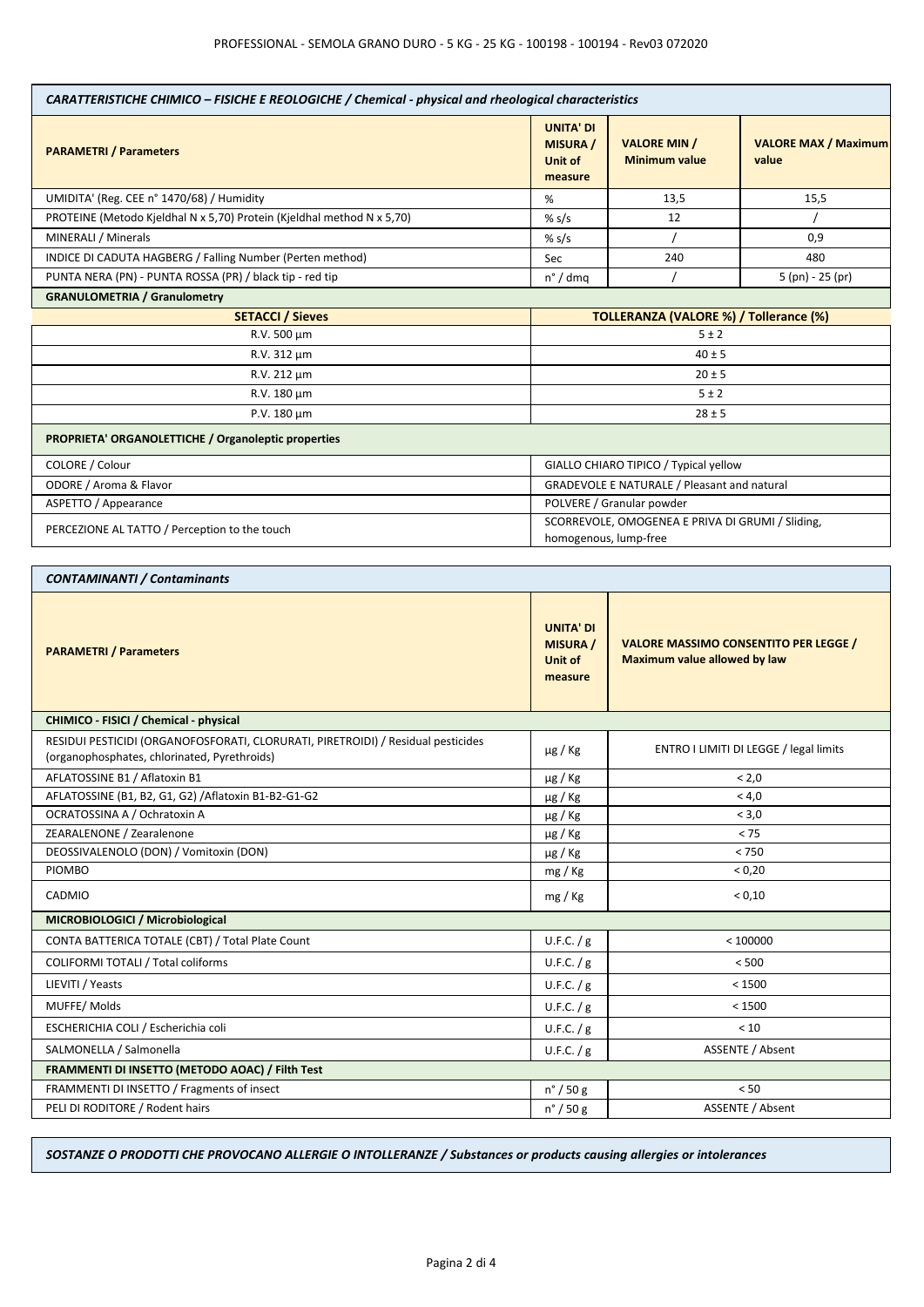| *CARATTERISTICHE CHIMICO – FISICHE E REOLOGICHE / Chemical - physical and rheological characteristics* | | | |
|---|---|---|---|
| **PARAMETRI / Parameters** | **UNITA' DI MISURA / Unit of measure** | **VALORE MIN / Minimum value** | **VALORE MAX / Maximum value** |
| UMIDITA' (Reg. CEE n° 1470/68) / Humidity | % | 13,5 | 15,5 |
| PROTEINE (Metodo Kjeldhal N x 5,70) Protein (Kjeldhal method N x 5,70) | % s/s | 12 | / |
| MINERALI / Minerals | % s/s | / | 0,9 |
| INDICE DI CADUTA HAGBERG / Falling Number (Perten method) | Sec | 240 | 480 |
| PUNTA NERA (PN) - PUNTA ROSSA (PR) / black tip - red tip | n° / dmq | / | 5 (pn) - 25 (pr) |

**GRANULOMETRIA / Granulometry**

| **SETACCI / Sieves** | **TOLLERANZA (VALORE %) / Tollerance (%)** |
|---|---|
| R.V. 500 µm | 5 ± 2 |
| R.V. 312 µm | 40 ± 5 |
| R.V. 212 µm | 20 ± 5 |
| R.V. 180 µm | 5 ± 2 |
| P.V. 180 µm | 28 ± 5 |

**PROPRIETA' ORGANOLETTICHE / Organoleptic properties**

| | |
|---|---|
| COLORE / Colour | GIALLO CHIARO TIPICO / Typical yellow |
| ODORE / Aroma & Flavor | GRADEVOLE E NATURALE / Pleasant and natural |
| ASPETTO / Appearance | POLVERE / Granular powder |
| PERCEZIONE AL TATTO / Perception to the touch | SCORREVOLE, OMOGENEA E PRIVA DI GRUMI / Sliding, homogenous, lump-free |

| *CONTAMINANTI / Contaminants* | | |
|---|---|---|
| **PARAMETRI / Parameters** | **UNITA' DI MISURA / Unit of measure** | **VALORE MASSIMO CONSENTITO PER LEGGE / Maximum value allowed by law** |
| **CHIMICO - FISICI / Chemical - physical** | | |
| RESIDUI PESTICIDI (ORGANOFOSFORATI, CLORURATI, PIRETROIDI) / Residual pesticides (organophosphates, chlorinated, Pyrethroids) | µg / Kg | ENTRO I LIMITI DI LEGGE / legal limits |
| AFLATOSSINE B1 / Aflatoxin B1 | µg / Kg | < 2,0 |
| AFLATOSSINE (B1, B2, G1, G2) /Aflatoxin B1-B2-G1-G2 | µg / Kg | < 4,0 |
| OCRATOSSINA A / Ochratoxin A | µg / Kg | < 3,0 |
| ZEARALENONE / Zearalenone | µg / Kg | < 75 |
| DEOSSIVALENOLO (DON) / Vomitoxin (DON) | µg / Kg | < 750 |
| PIOMBO | mg / Kg | < 0,20 |
| CADMIO | mg / Kg | < 0,10 |
| **MICROBIOLOGICI / Microbiological** | | |
| CONTA BATTERICA TOTALE (CBT) / Total Plate Count | U.F.C. / g | < 100000 |
| COLIFORMI TOTALI / Total coliforms | U.F.C. / g | < 500 |
| LIEVITI / Yeasts | U.F.C. / g | < 1500 |
| MUFFE/ Molds | U.F.C. / g | < 1500 |
| ESCHERICHIA COLI / Escherichia coli | U.F.C. / g | < 10 |
| SALMONELLA / Salmonella | U.F.C. / g | ASSENTE / Absent |
| **FRAMMENTI DI INSETTO (METODO AOAC) / Filth Test** | | |
| FRAMMENTI DI INSETTO / Fragments of insect | n° / 50 g | < 50 |
| PELI DI RODITORE / Rodent hairs | n° / 50 g | ASSENTE / Absent |

***SOSTANZE O PRODOTTI CHE PROVOCANO ALLERGIE O INTOLLERANZE / Substances or products causing allergies or intolerances***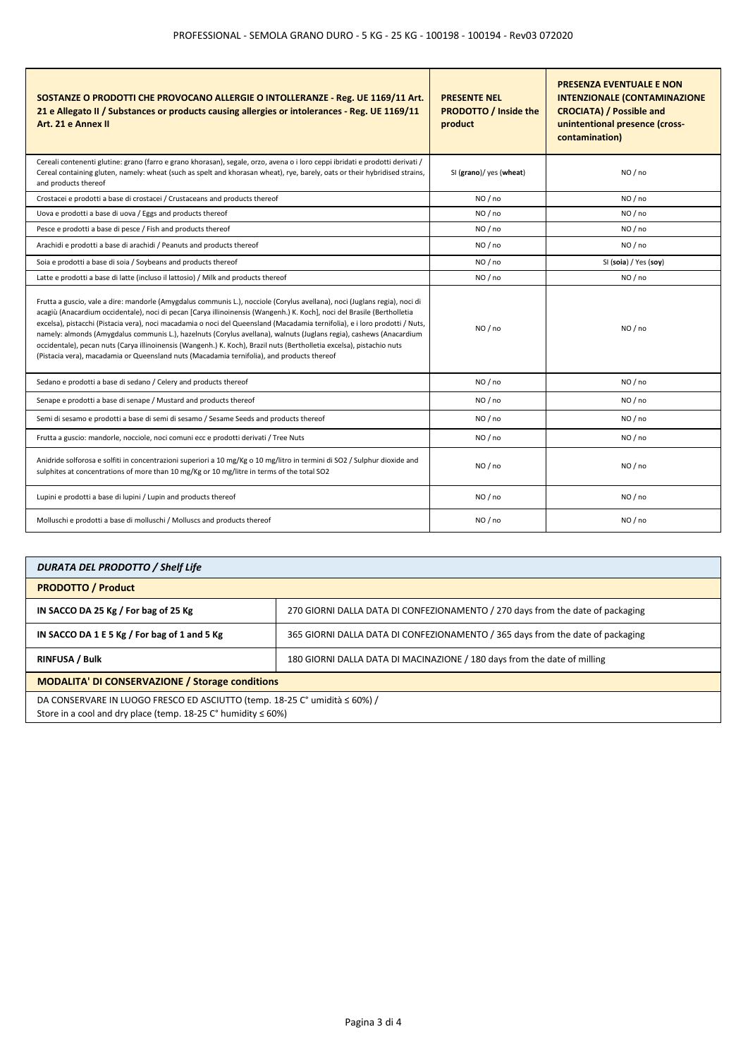| SOSTANZE O PRODOTTI CHE PROVOCANO ALLERGIE O INTOLLERANZE - Reg. UE 1169/11 Art. 21 e Allegato II / Substances or products causing allergies or intolerances - Reg. UE 1169/11 Art. 21 e Annex II | PRESENTE NEL PRODOTTO / Inside the product | PRESENZA EVENTUALE E NON INTENZIONALE (CONTAMINAZIONE CROCIATA) / Possible and unintentional presence (cross-contamination) |
|---|---|---|
| Cereali contenenti glutine: grano (farro e grano khorasan), segale, orzo, avena o i loro ceppi ibridati e prodotti derivati / Cereal containing gluten, namely: wheat (such as spelt and khorasan wheat), rye, barely, oats or their hybridised strains, and products thereof | SI (**grano**)/ yes (**wheat**) | NO / no |
| Crostacei e prodotti a base di crostacei / Crustaceans and products thereof | NO / no | NO / no |
| Uova e prodotti a base di uova / Eggs and products thereof | NO / no | NO / no |
| Pesce e prodotti a base di pesce / Fish and products thereof | NO / no | NO / no |
| Arachidi e prodotti a base di arachidi / Peanuts and products thereof | NO / no | NO / no |
| Soia e prodotti a base di soia / Soybeans and products thereof | NO / no | SI (**soia**) / Yes (**soy**) |
| Latte e prodotti a base di latte (incluso il lattosio) / Milk and products thereof | NO / no | NO / no |
| Frutta a guscio, vale a dire: mandorle (Amygdalus communis L.), nocciole (Corylus avellana), noci (Juglans regia), noci di acagiù (Anacardium occidentale), noci di pecan [Carya illinoinensis (Wangenh.) K. Koch], noci del Brasile (Bertholletia excelsa), pistacchi (Pistacia vera), noci macadamia o noci del Queensland (Macadamia ternifolia), e i loro prodotti / Nuts, namely: almonds (Amygdalus communis L.), hazelnuts (Corylus avellana), walnuts (Juglans regia), cashews (Anacardium occidentale), pecan nuts (Carya illinoinensis (Wangenh.) K. Koch), Brazil nuts (Bertholletia excelsa), pistachio nuts (Pistacia vera), macadamia or Queensland nuts (Macadamia ternifolia), and products thereof | NO / no | NO / no |
| Sedano e prodotti a base di sedano / Celery and products thereof | NO / no | NO / no |
| Senape e prodotti a base di senape / Mustard and products thereof | NO / no | NO / no |
| Semi di sesamo e prodotti a base di semi di sesamo / Sesame Seeds and products thereof | NO / no | NO / no |
| Frutta a guscio: mandorle, nocciole, noci comuni ecc e prodotti derivati / Tree Nuts | NO / no | NO / no |
| Anidride solforosa e solfiti in concentrazioni superiori a 10 mg/Kg o 10 mg/litro in termini di SO2 / Sulphur dioxide and sulphites at concentrations of more than 10 mg/Kg or 10 mg/litre in terms of the total SO2 | NO / no | NO / no |
| Lupini e prodotti a base di lupini / Lupin and products thereof | NO / no | NO / no |
| Molluschi e prodotti a base di molluschi / Molluscs and products thereof | NO / no | NO / no |

| *DURATA DEL PRODOTTO / Shelf Life* | |
|---|---|
| **PRODOTTO / Product** | |
| **IN SACCO DA 25 Kg / For bag of 25 Kg** | 270 GIORNI DALLA DATA DI CONFEZIONAMENTO / 270 days from the date of packaging |
| **IN SACCO DA 1 E 5 Kg / For bag of 1 and 5 Kg** | 365 GIORNI DALLA DATA DI CONFEZIONAMENTO / 365 days from the date of packaging |
| **RINFUSA / Bulk** | 180 GIORNI DALLA DATA DI MACINAZIONE / 180 days from the date of milling |
| **MODALITA' DI CONSERVAZIONE / Storage conditions** | |
| DA CONSERVARE IN LUOGO FRESCO ED ASCIUTTO (temp. 18-25 C° umidità ≤ 60%) / Store in a cool and dry place (temp. 18-25 C° humidity ≤ 60%) | |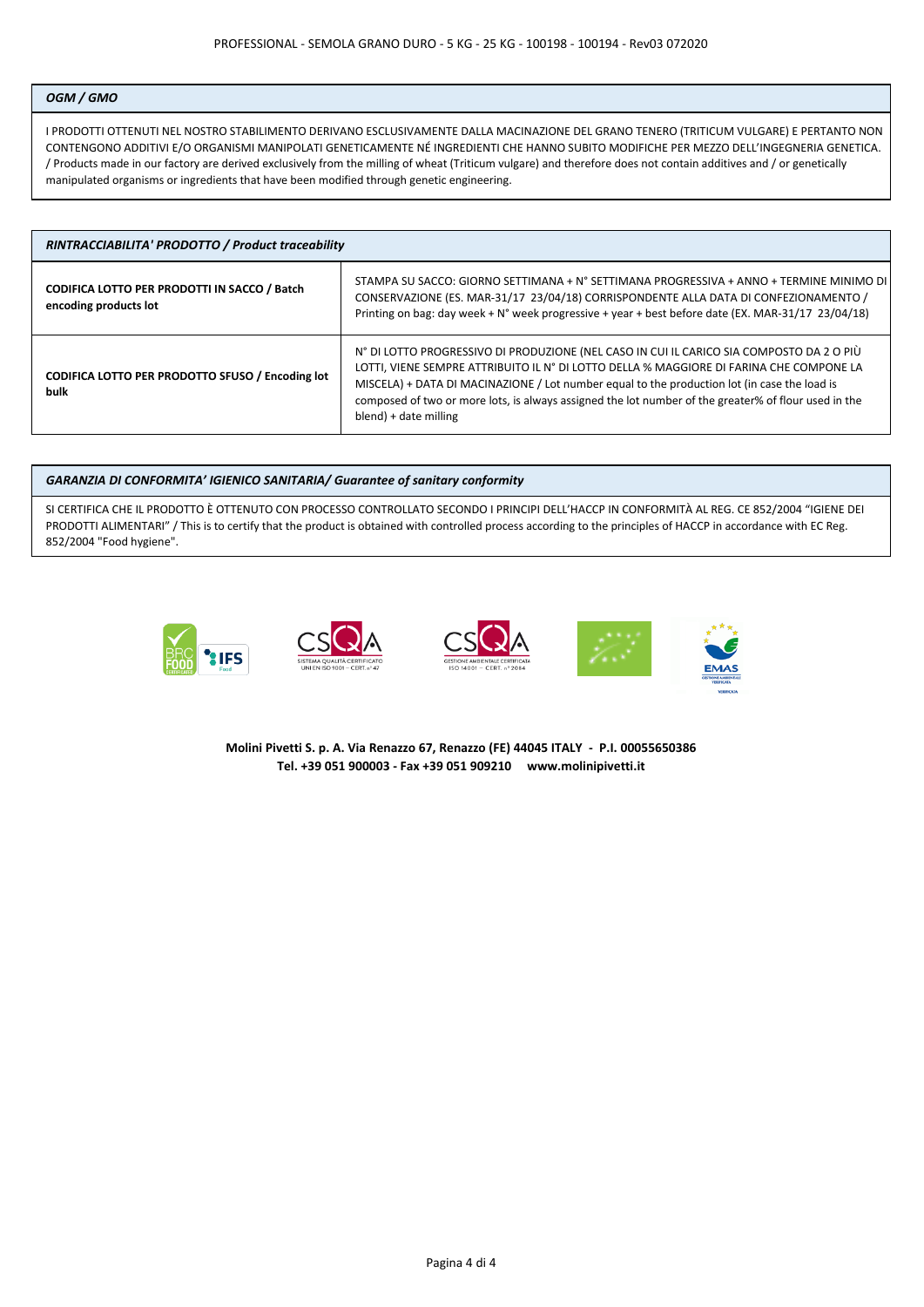### *OGM / GMO*

I PRODOTTI OTTENUTI NEL NOSTRO STABILIMENTO DERIVANO ESCLUSIVAMENTE DALLA MACINAZIONE DEL GRANO TENERO (TRITICUM VULGARE) E PERTANTO NON CONTENGONO ADDITIVI E/O ORGANISMI MANIPOLATI GENETICAMENTE NÉ INGREDIENTI CHE HANNO SUBITO MODIFICHE PER MEZZO DELL'INGEGNERIA GENETICA. / Products made in our factory are derived exclusively from the milling of wheat (Triticum vulgare) and therefore does not contain additives and / or genetically manipulated organisms or ingredients that have been modified through genetic engineering.

### *RINTRACCIABILITA' PRODOTTO / Product traceability*

| | |
|---|---|
| **CODIFICA LOTTO PER PRODOTTI IN SACCO / Batch encoding products lot** | STAMPA SU SACCO: GIORNO SETTIMANA + N° SETTIMANA PROGRESSIVA + ANNO + TERMINE MINIMO DI CONSERVAZIONE (ES. MAR-31/17 23/04/18) CORRISPONDENTE ALLA DATA DI CONFEZIONAMENTO / Printing on bag: day week + N° week progressive + year + best before date (EX. MAR-31/17 23/04/18) |
| **CODIFICA LOTTO PER PRODOTTO SFUSO / Encoding lot bulk** | N° DI LOTTO PROGRESSIVO DI PRODUZIONE (NEL CASO IN CUI IL CARICO SIA COMPOSTO DA 2 O PIÙ LOTTI, VIENE SEMPRE ATTRIBUITO IL N° DI LOTTO DELLA % MAGGIORE DI FARINA CHE COMPONE LA MISCELA) + DATA DI MACINAZIONE / Lot number equal to the production lot (in case the load is composed of two or more lots, is always assigned the lot number of the greater% of flour used in the blend) + date milling |

### *GARANZIA DI CONFORMITA' IGIENICO SANITARIA/ Guarantee of sanitary conformity*

SI CERTIFICA CHE IL PRODOTTO È OTTENUTO CON PROCESSO CONTROLLATO SECONDO I PRINCIPI DELL'HACCP IN CONFORMITÀ AL REG. CE 852/2004 "IGIENE DEI PRODOTTI ALIMENTARI" / This is to certify that the product is obtained with controlled process according to the principles of HACCP in accordance with EC Reg. 852/2004 "Food hygiene".

BRC FOOD CERTIFICATED · IFS Food · CSQA SISTEMA QUALITÀ CERTIFICATO UNI EN ISO 9001 – CERT. n° 47 · CSQA GESTIONE AMBIENTALE CERTIFICATA ISO 14001 – CERT. n° 2084 · EMAS GESTIONE AMBIENTALE VERIFICATA

**Molini Pivetti S. p. A. Via Renazzo 67, Renazzo (FE) 44045 ITALY - P.I. 00055650386**
**Tel. +39 051 900003 - Fax +39 051 909210 www.molinipivetti.it**